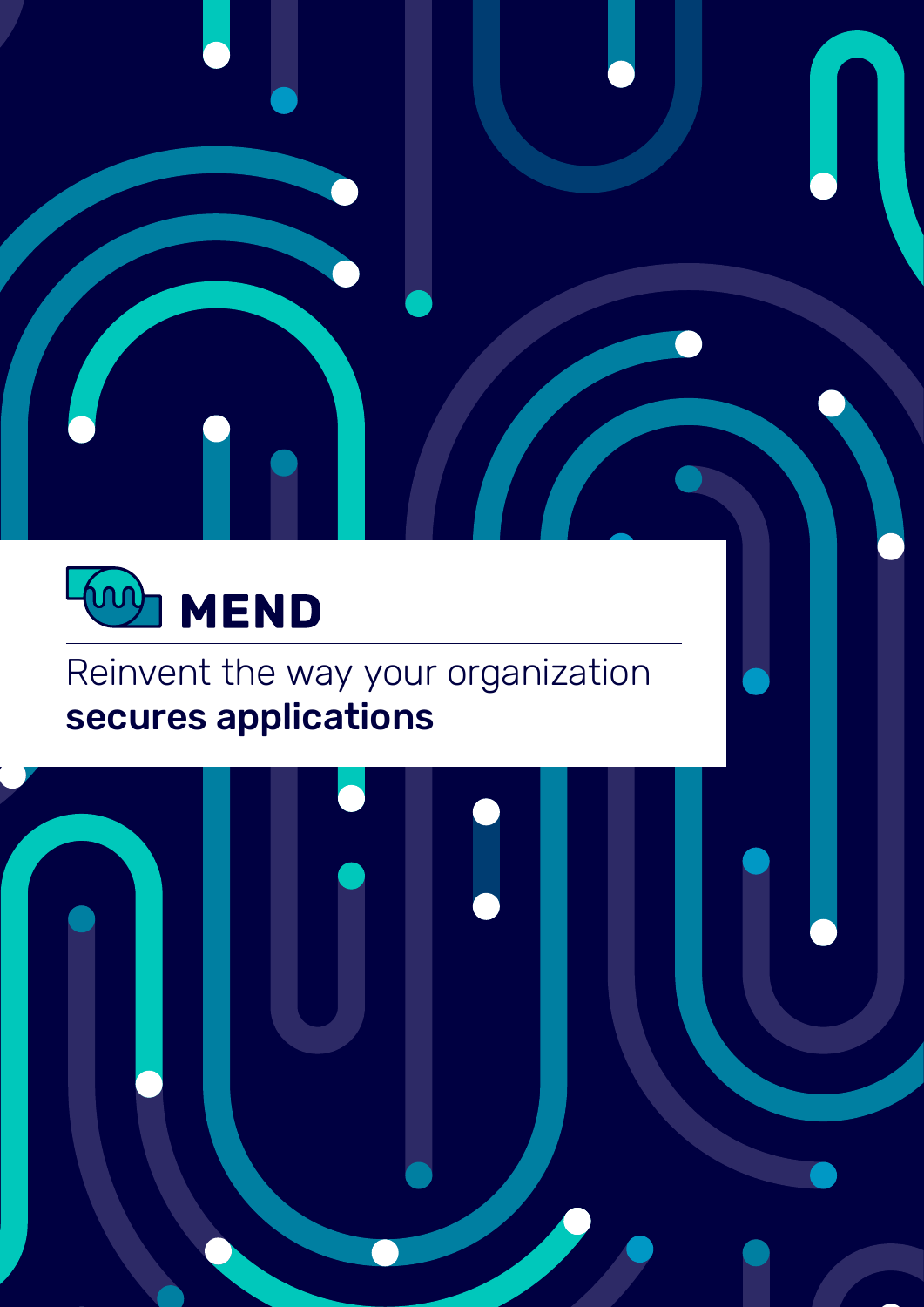MEND

Reinvent the way your organization **secures applications**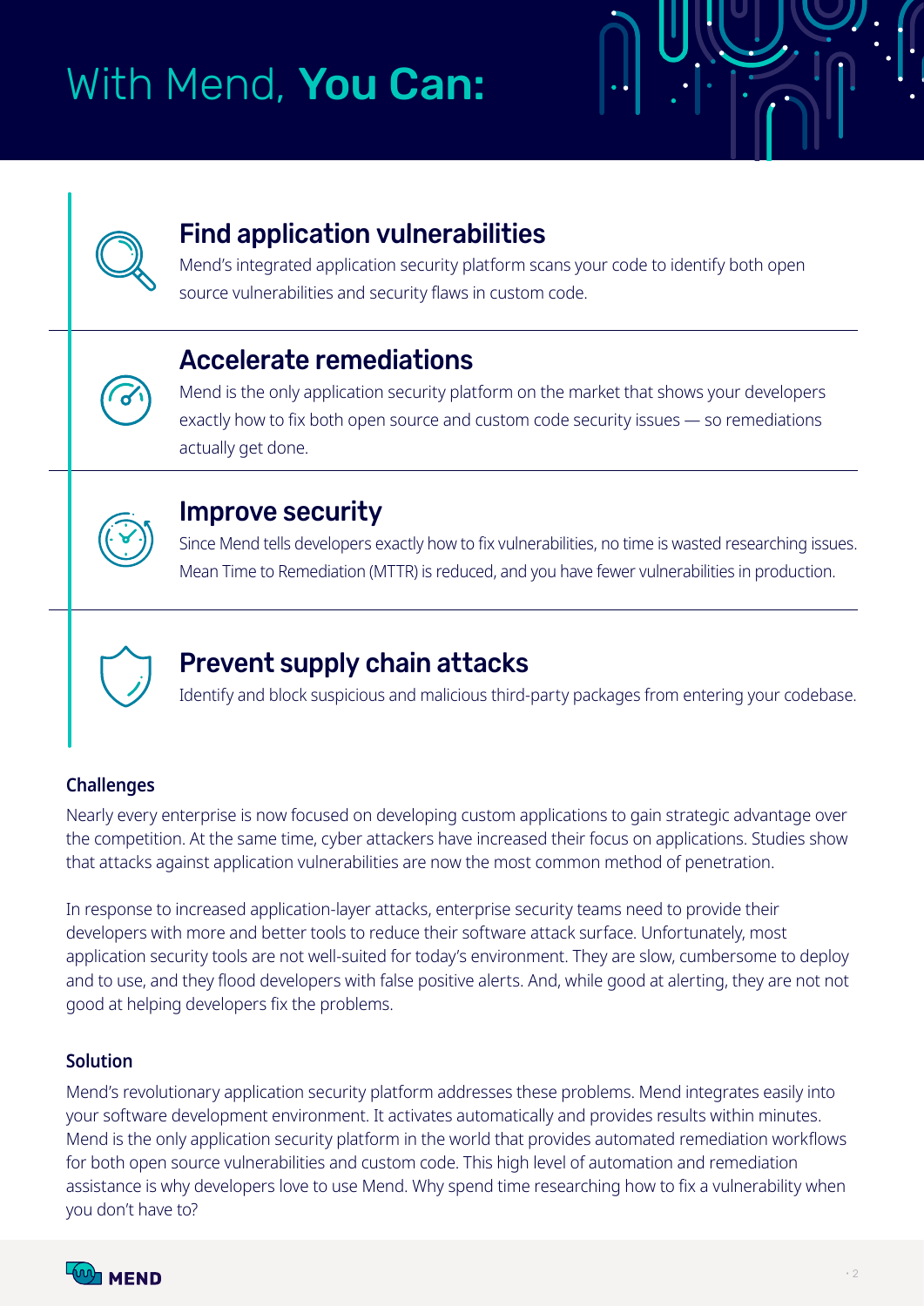# With Mend, **You Can:**

## Find application vulnerabilities

Mend's integrated application security platform scans your code to identify both open source vulnerabilities and security flaws in custom code.

## Accelerate remediations

Mend is the only application security platform on the market that shows your developers exactly how to fix both open source and custom code security issues — so remediations actually get done.

## Improve security

Since Mend tells developers exactly how to fix vulnerabilities, no time is wasted researching issues. Mean Time to Remediation (MTTR) is reduced, and you have fewer vulnerabilities in production.

## Prevent supply chain attacks

Identify and block suspicious and malicious third-party packages from entering your codebase.

### Challenges

Nearly every enterprise is now focused on developing custom applications to gain strategic advantage over the competition. At the same time, cyber attackers have increased their focus on applications. Studies show that attacks against application vulnerabilities are now the most common method of penetration.

In response to increased application-layer attacks, enterprise security teams need to provide their developers with more and better tools to reduce their software attack surface. Unfortunately, most application security tools are not well-suited for today's environment. They are slow, cumbersome to deploy and to use, and they flood developers with false positive alerts. And, while good at alerting, they are not not good at helping developers fix the problems.

### Solution

Mend's revolutionary application security platform addresses these problems. Mend integrates easily into your software development environment. It activates automatically and provides results within minutes. Mend is the only application security platform in the world that provides automated remediation workflows for both open source vulnerabilities and custom code. This high level of automation and remediation assistance is why developers love to use Mend. Why spend time researching how to fix a vulnerability when you don't have to?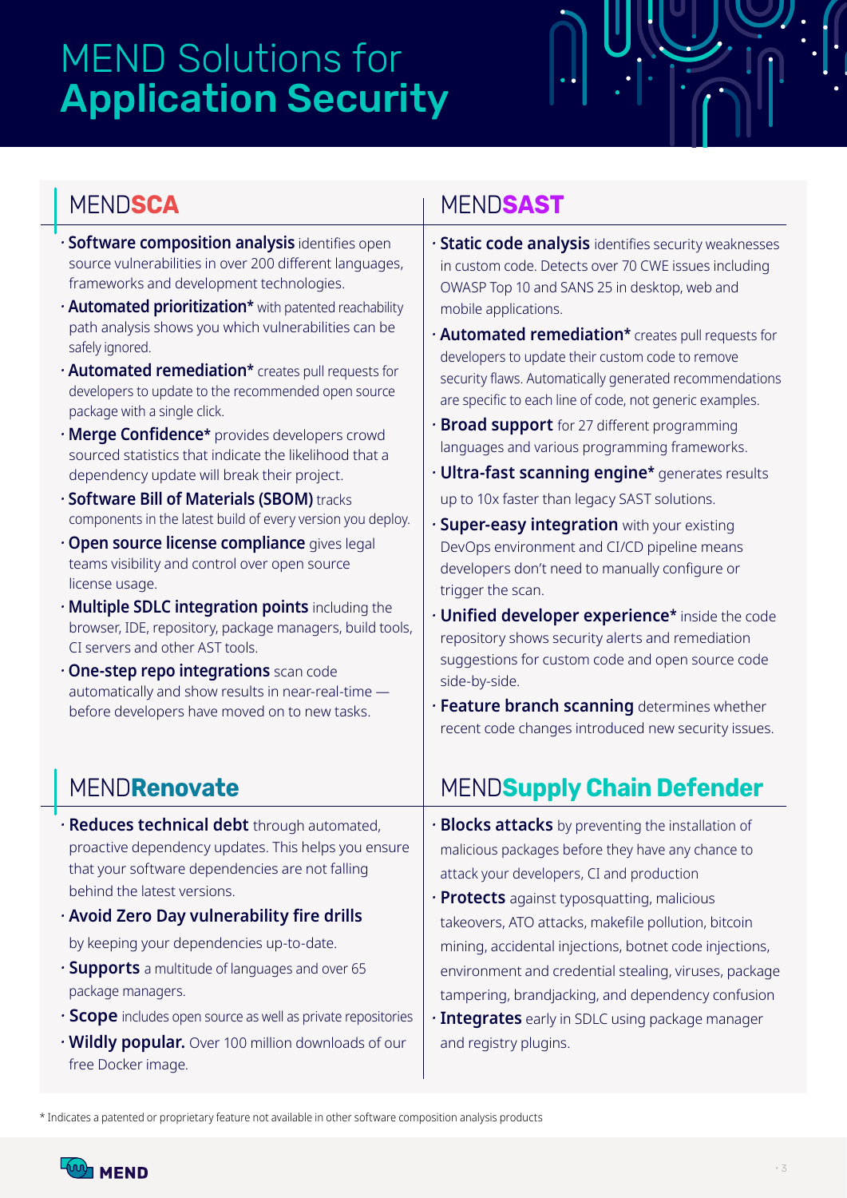# MEND Solutions for **Application Security**

## MEND**SCA**

- **Software composition analysis** identifies open source vulnerabilities in over 200 different languages, frameworks and development technologies.
- **Automated prioritization*** with patented reachability path analysis shows you which vulnerabilities can be safely ignored.
- **Automated remediation*** creates pull requests for developers to update to the recommended open source package with a single click.
- **Merge Confidence*** provides developers crowd sourced statistics that indicate the likelihood that a dependency update will break their project.
- **Software Bill of Materials (SBOM)** tracks components in the latest build of every version you deploy.
- **Open source license compliance** gives legal teams visibility and control over open source license usage.
- **Multiple SDLC integration points** including the browser, IDE, repository, package managers, build tools, CI servers and other AST tools.
- **One-step repo integrations** scan code automatically and show results in near-real-time — before developers have moved on to new tasks.

## MEND**SAST**

- **Static code analysis** identifies security weaknesses in custom code. Detects over 70 CWE issues including OWASP Top 10 and SANS 25 in desktop, web and mobile applications.
- **Automated remediation*** creates pull requests for developers to update their custom code to remove security flaws. Automatically generated recommendations are specific to each line of code, not generic examples.
- **Broad support** for 27 different programming languages and various programming frameworks.
- **Ultra-fast scanning engine*** generates results up to 10x faster than legacy SAST solutions.
- **Super-easy integration** with your existing DevOps environment and CI/CD pipeline means developers don't need to manually configure or trigger the scan.
- **Unified developer experience*** inside the code repository shows security alerts and remediation suggestions for custom code and open source code side-by-side.
- **Feature branch scanning** determines whether recent code changes introduced new security issues.

## MEND**Renovate**

- **Reduces technical debt** through automated, proactive dependency updates. This helps you ensure that your software dependencies are not falling behind the latest versions.
- **Avoid Zero Day vulnerability fire drills** by keeping your dependencies up-to-date.
- **Supports** a multitude of languages and over 65 package managers.
- **Scope** includes open source as well as private repositories
- **Wildly popular.** Over 100 million downloads of our free Docker image.

## MEND**Supply Chain Defender**

- **Blocks attacks** by preventing the installation of malicious packages before they have any chance to attack your developers, CI and production
- **Protects** against typosquatting, malicious takeovers, ATO attacks, makefile pollution, bitcoin mining, accidental injections, botnet code injections, environment and credential stealing, viruses, package tampering, brandjacking, and dependency confusion
- **Integrates** early in SDLC using package manager and registry plugins.

* Indicates a patented or proprietary feature not available in other software composition analysis products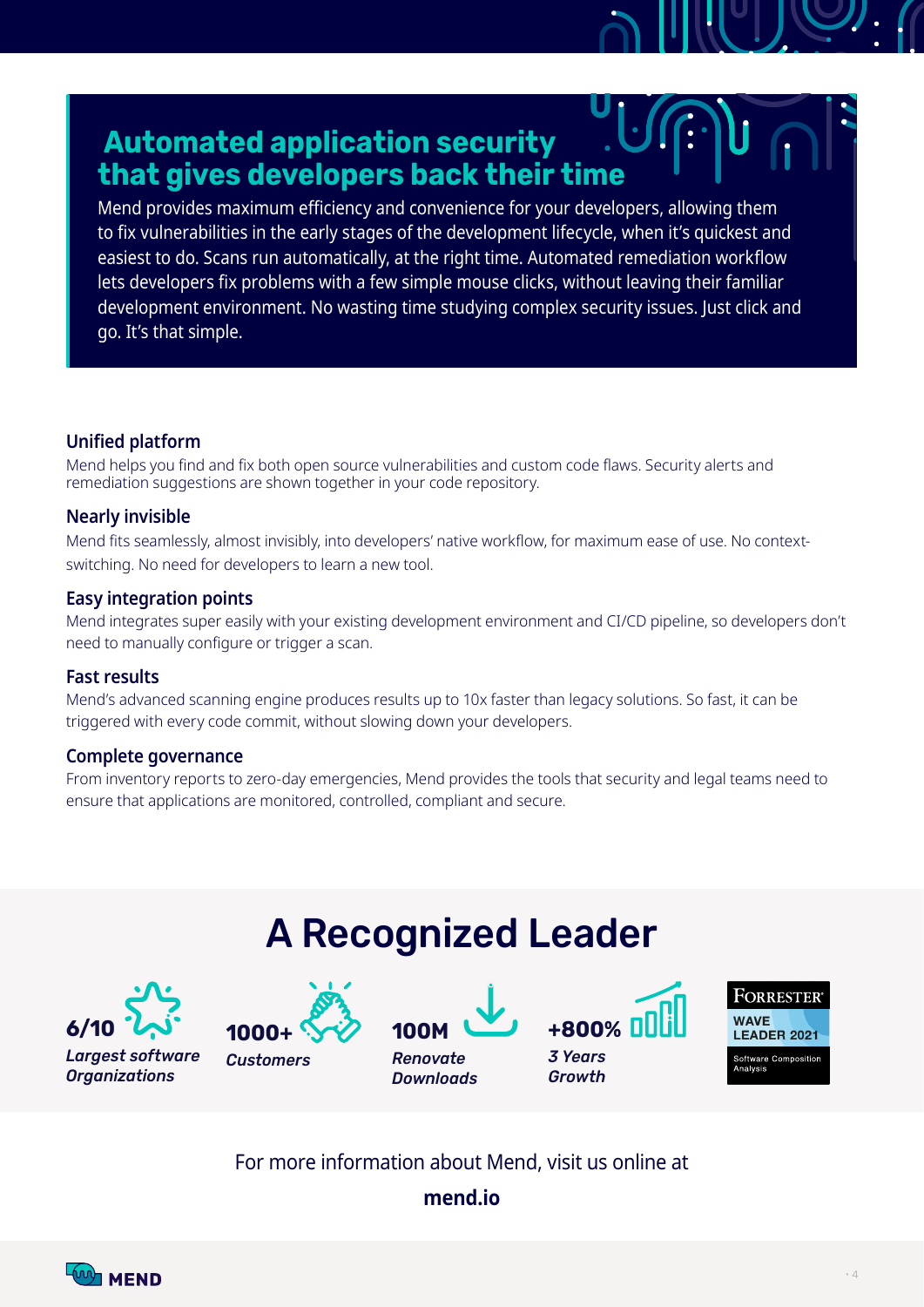## Automated application security that gives developers back their time

Mend provides maximum efficiency and convenience for your developers, allowing them to fix vulnerabilities in the early stages of the development lifecycle, when it's quickest and easiest to do. Scans run automatically, at the right time. Automated remediation workflow lets developers fix problems with a few simple mouse clicks, without leaving their familiar development environment. No wasting time studying complex security issues. Just click and go. It's that simple.

### Unified platform

Mend helps you find and fix both open source vulnerabilities and custom code flaws. Security alerts and remediation suggestions are shown together in your code repository.

### Nearly invisible

Mend fits seamlessly, almost invisibly, into developers' native workflow, for maximum ease of use. No context-switching. No need for developers to learn a new tool.

### Easy integration points

Mend integrates super easily with your existing development environment and CI/CD pipeline, so developers don't need to manually configure or trigger a scan.

### Fast results

Mend's advanced scanning engine produces results up to 10x faster than legacy solutions. So fast, it can be triggered with every code commit, without slowing down your developers.

### Complete governance

From inventory reports to zero-day emergencies, Mend provides the tools that security and legal teams need to ensure that applications are monitored, controlled, compliant and secure.

# A Recognized Leader

**6/10**
*Largest software Organizations*

**1000+**
*Customers*

**100M**
*Renovate Downloads*

**+800%**
*3 Years Growth*

FORRESTER
WAVE LEADER 2021
Software Composition Analysis

For more information about Mend, visit us online at

**mend.io**

MEND